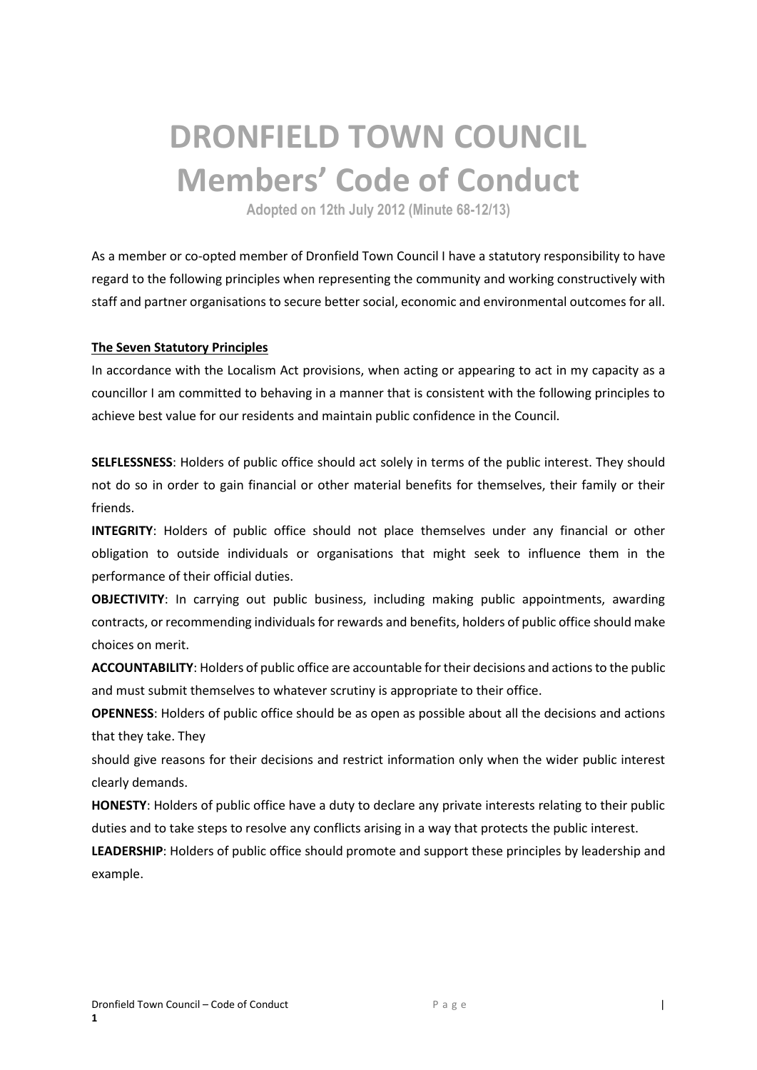# DRONFIELD TOWN COUNCIL
# Members' Code of Conduct

**Adopted on 12th July 2012 (Minute 68-12/13)**

As a member or co-opted member of Dronfield Town Council I have a statutory responsibility to have regard to the following principles when representing the community and working constructively with staff and partner organisations to secure better social, economic and environmental outcomes for all.

## The Seven Statutory Principles

In accordance with the Localism Act provisions, when acting or appearing to act in my capacity as a councillor I am committed to behaving in a manner that is consistent with the following principles to achieve best value for our residents and maintain public confidence in the Council.

**SELFLESSNESS**: Holders of public office should act solely in terms of the public interest. They should not do so in order to gain financial or other material benefits for themselves, their family or their friends.

**INTEGRITY**: Holders of public office should not place themselves under any financial or other obligation to outside individuals or organisations that might seek to influence them in the performance of their official duties.

**OBJECTIVITY**: In carrying out public business, including making public appointments, awarding contracts, or recommending individuals for rewards and benefits, holders of public office should make choices on merit.

**ACCOUNTABILITY**: Holders of public office are accountable for their decisions and actions to the public and must submit themselves to whatever scrutiny is appropriate to their office.

**OPENNESS**: Holders of public office should be as open as possible about all the decisions and actions that they take. They should give reasons for their decisions and restrict information only when the wider public interest clearly demands.

**HONESTY**: Holders of public office have a duty to declare any private interests relating to their public duties and to take steps to resolve any conflicts arising in a way that protects the public interest.

**LEADERSHIP**: Holders of public office should promote and support these principles by leadership and example.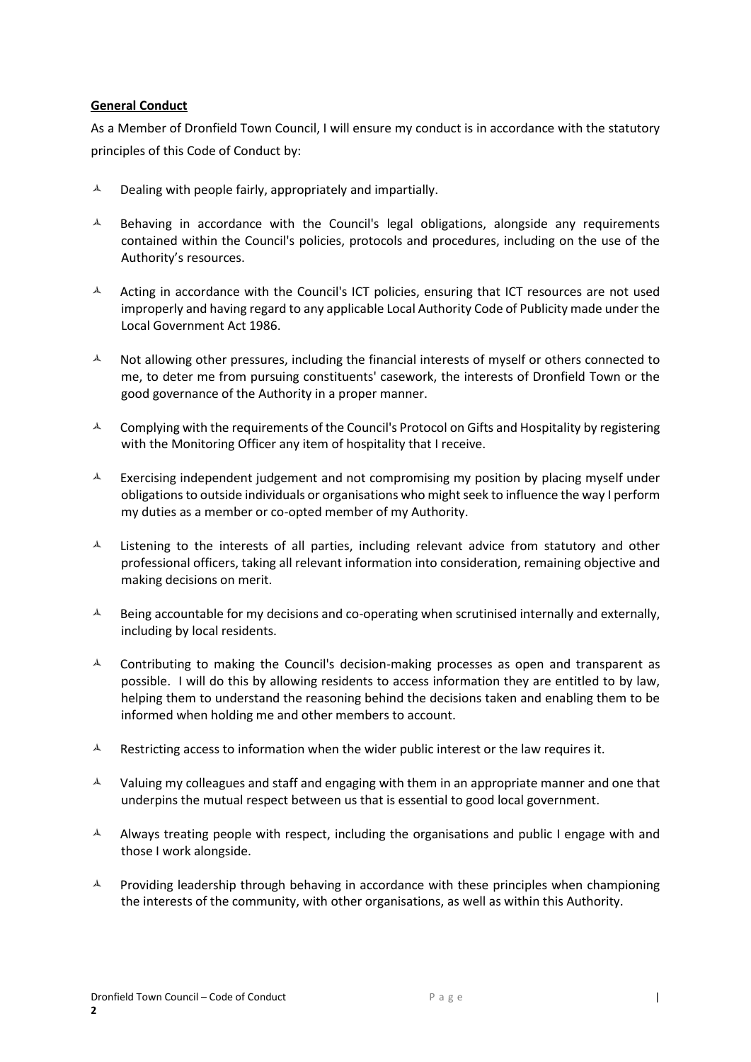**General Conduct**

As a Member of Dronfield Town Council, I will ensure my conduct is in accordance with the statutory principles of this Code of Conduct by:

- Dealing with people fairly, appropriately and impartially.
- Behaving in accordance with the Council's legal obligations, alongside any requirements contained within the Council's policies, protocols and procedures, including on the use of the Authority's resources.
- Acting in accordance with the Council's ICT policies, ensuring that ICT resources are not used improperly and having regard to any applicable Local Authority Code of Publicity made under the Local Government Act 1986.
- Not allowing other pressures, including the financial interests of myself or others connected to me, to deter me from pursuing constituents' casework, the interests of Dronfield Town or the good governance of the Authority in a proper manner.
- Complying with the requirements of the Council's Protocol on Gifts and Hospitality by registering with the Monitoring Officer any item of hospitality that I receive.
- Exercising independent judgement and not compromising my position by placing myself under obligations to outside individuals or organisations who might seek to influence the way I perform my duties as a member or co-opted member of my Authority.
- Listening to the interests of all parties, including relevant advice from statutory and other professional officers, taking all relevant information into consideration, remaining objective and making decisions on merit.
- Being accountable for my decisions and co-operating when scrutinised internally and externally, including by local residents.
- Contributing to making the Council's decision-making processes as open and transparent as possible. I will do this by allowing residents to access information they are entitled to by law, helping them to understand the reasoning behind the decisions taken and enabling them to be informed when holding me and other members to account.
- Restricting access to information when the wider public interest or the law requires it.
- Valuing my colleagues and staff and engaging with them in an appropriate manner and one that underpins the mutual respect between us that is essential to good local government.
- Always treating people with respect, including the organisations and public I engage with and those I work alongside.
- Providing leadership through behaving in accordance with these principles when championing the interests of the community, with other organisations, as well as within this Authority.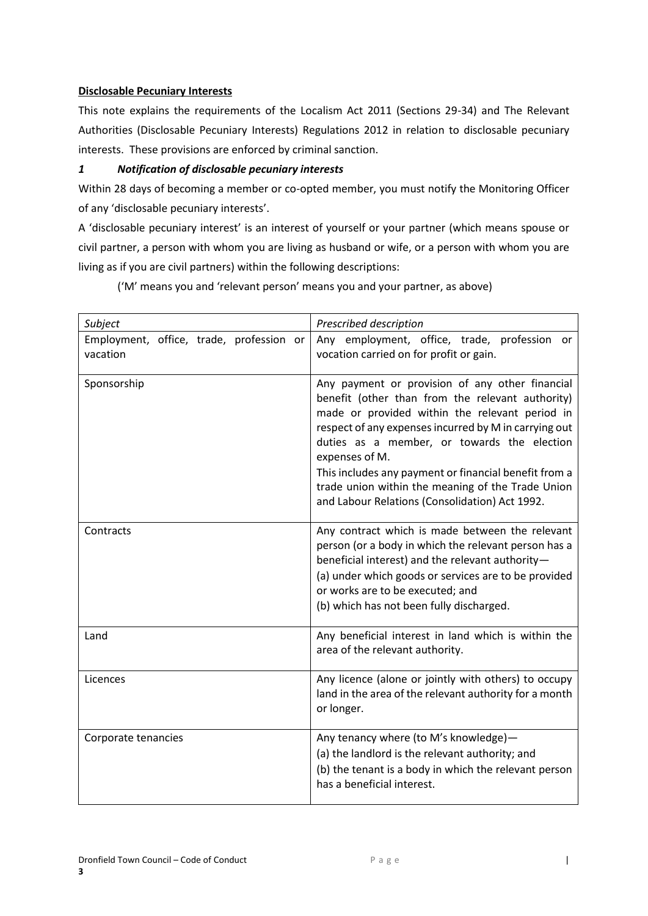**Disclosable Pecuniary Interests**

This note explains the requirements of the Localism Act 2011 (Sections 29-34) and The Relevant Authorities (Disclosable Pecuniary Interests) Regulations 2012 in relation to disclosable pecuniary interests. These provisions are enforced by criminal sanction.

### *1 Notification of disclosable pecuniary interests*

Within 28 days of becoming a member or co-opted member, you must notify the Monitoring Officer of any 'disclosable pecuniary interests'.

A 'disclosable pecuniary interest' is an interest of yourself or your partner (which means spouse or civil partner, a person with whom you are living as husband or wife, or a person with whom you are living as if you are civil partners) within the following descriptions:

('M' means you and 'relevant person' means you and your partner, as above)

| *Subject* | *Prescribed description* |
|---|---|
| Employment, office, trade, profession or vacation | Any employment, office, trade, profession or vocation carried on for profit or gain. |
| Sponsorship | Any payment or provision of any other financial benefit (other than from the relevant authority) made or provided within the relevant period in respect of any expenses incurred by M in carrying out duties as a member, or towards the election expenses of M.<br>This includes any payment or financial benefit from a trade union within the meaning of the Trade Union and Labour Relations (Consolidation) Act 1992. |
| Contracts | Any contract which is made between the relevant person (or a body in which the relevant person has a beneficial interest) and the relevant authority—<br>(a) under which goods or services are to be provided or works are to be executed; and<br>(b) which has not been fully discharged. |
| Land | Any beneficial interest in land which is within the area of the relevant authority. |
| Licences | Any licence (alone or jointly with others) to occupy land in the area of the relevant authority for a month or longer. |
| Corporate tenancies | Any tenancy where (to M's knowledge)—<br>(a) the landlord is the relevant authority; and<br>(b) the tenant is a body in which the relevant person has a beneficial interest. |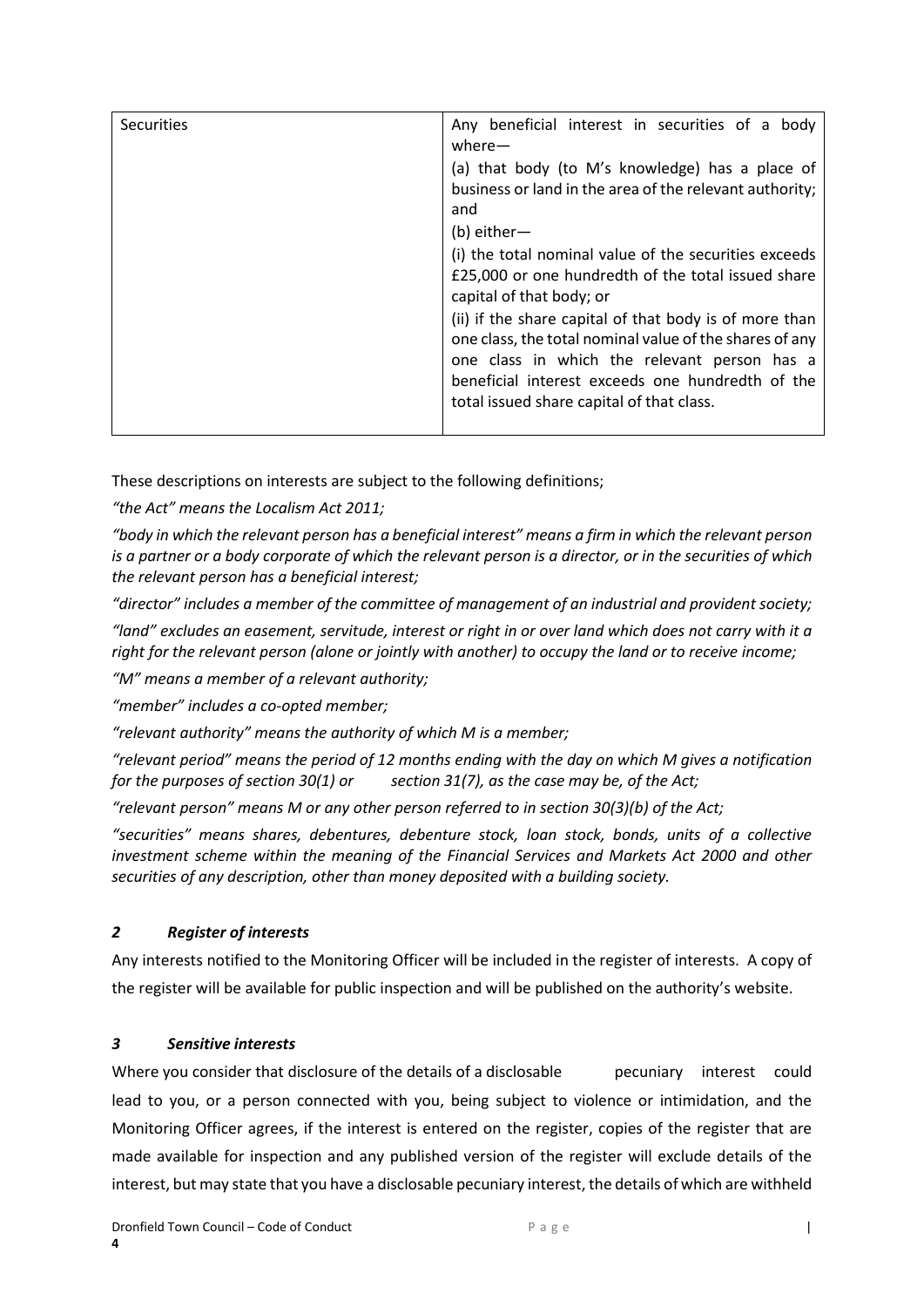| Securities | Any beneficial interest in securities of a body where—<br>(a) that body (to M's knowledge) has a place of business or land in the area of the relevant authority; and<br>(b) either—<br>(i) the total nominal value of the securities exceeds £25,000 or one hundredth of the total issued share capital of that body; or<br>(ii) if the share capital of that body is of more than one class, the total nominal value of the shares of any one class in which the relevant person has a beneficial interest exceeds one hundredth of the total issued share capital of that class. |
|---|---|

These descriptions on interests are subject to the following definitions;

*"the Act" means the Localism Act 2011;*

*"body in which the relevant person has a beneficial interest" means a firm in which the relevant person is a partner or a body corporate of which the relevant person is a director, or in the securities of which the relevant person has a beneficial interest;*

*"director" includes a member of the committee of management of an industrial and provident society;*

*"land" excludes an easement, servitude, interest or right in or over land which does not carry with it a right for the relevant person (alone or jointly with another) to occupy the land or to receive income;*

*"M" means a member of a relevant authority;*

*"member" includes a co-opted member;*

*"relevant authority" means the authority of which M is a member;*

*"relevant period" means the period of 12 months ending with the day on which M gives a notification for the purposes of section 30(1) or section 31(7), as the case may be, of the Act;*

*"relevant person" means M or any other person referred to in section 30(3)(b) of the Act;*

*"securities" means shares, debentures, debenture stock, loan stock, bonds, units of a collective investment scheme within the meaning of the Financial Services and Markets Act 2000 and other securities of any description, other than money deposited with a building society.*

### *2 Register of interests*

Any interests notified to the Monitoring Officer will be included in the register of interests. A copy of the register will be available for public inspection and will be published on the authority's website.

### *3 Sensitive interests*

Where you consider that disclosure of the details of a disclosable pecuniary interest could lead to you, or a person connected with you, being subject to violence or intimidation, and the Monitoring Officer agrees, if the interest is entered on the register, copies of the register that are made available for inspection and any published version of the register will exclude details of the interest, but may state that you have a disclosable pecuniary interest, the details of which are withheld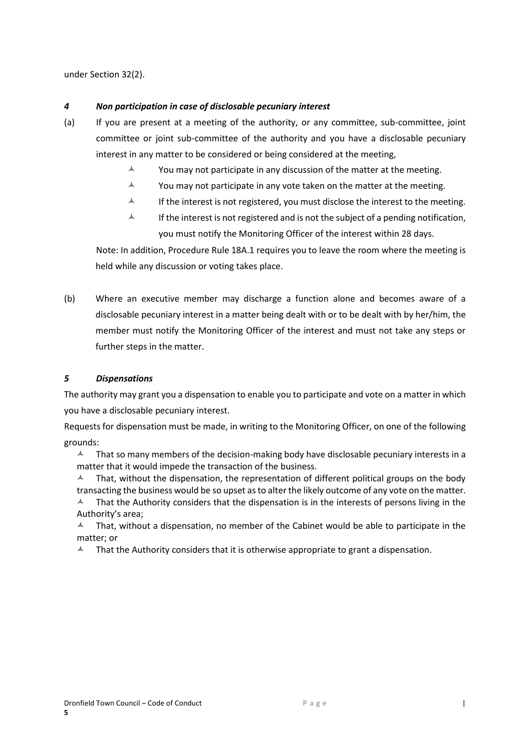under Section 32(2).

### *4 Non participation in case of disclosable pecuniary interest*

(a) If you are present at a meeting of the authority, or any committee, sub-committee, joint committee or joint sub-committee of the authority and you have a disclosable pecuniary interest in any matter to be considered or being considered at the meeting,

- You may not participate in any discussion of the matter at the meeting.
- You may not participate in any vote taken on the matter at the meeting.
- If the interest is not registered, you must disclose the interest to the meeting.
- If the interest is not registered and is not the subject of a pending notification, you must notify the Monitoring Officer of the interest within 28 days.

Note: In addition, Procedure Rule 18A.1 requires you to leave the room where the meeting is held while any discussion or voting takes place.

(b) Where an executive member may discharge a function alone and becomes aware of a disclosable pecuniary interest in a matter being dealt with or to be dealt with by her/him, the member must notify the Monitoring Officer of the interest and must not take any steps or further steps in the matter.

### *5 Dispensations*

The authority may grant you a dispensation to enable you to participate and vote on a matter in which you have a disclosable pecuniary interest.

Requests for dispensation must be made, in writing to the Monitoring Officer, on one of the following grounds:

- That so many members of the decision-making body have disclosable pecuniary interests in a matter that it would impede the transaction of the business.
- That, without the dispensation, the representation of different political groups on the body transacting the business would be so upset as to alter the likely outcome of any vote on the matter.
- That the Authority considers that the dispensation is in the interests of persons living in the Authority's area;
- That, without a dispensation, no member of the Cabinet would be able to participate in the matter; or
- That the Authority considers that it is otherwise appropriate to grant a dispensation.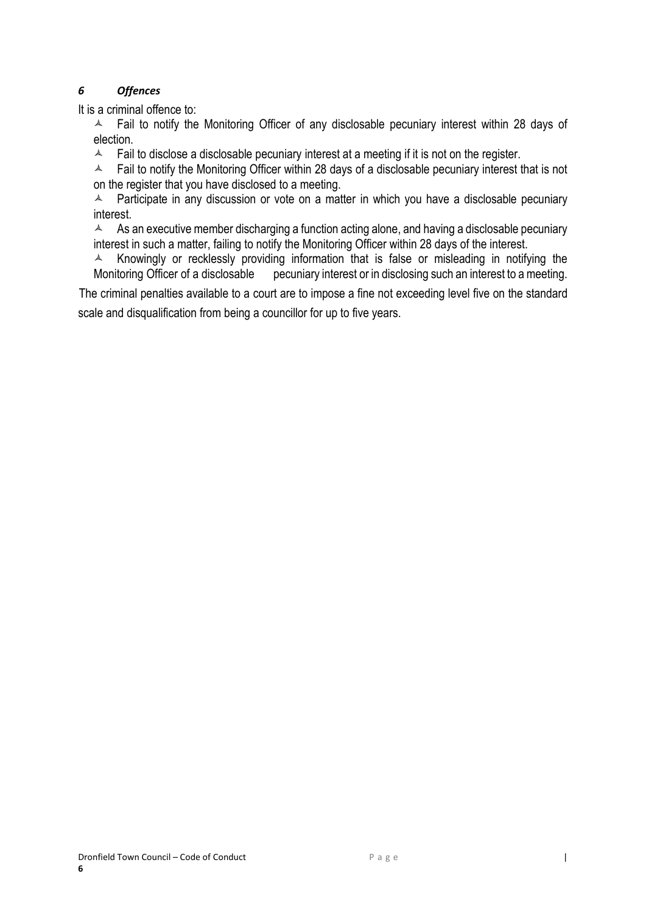### *6 Offences*

It is a criminal offence to:

- Fail to notify the Monitoring Officer of any disclosable pecuniary interest within 28 days of election.
- Fail to disclose a disclosable pecuniary interest at a meeting if it is not on the register.
- Fail to notify the Monitoring Officer within 28 days of a disclosable pecuniary interest that is not on the register that you have disclosed to a meeting.
- Participate in any discussion or vote on a matter in which you have a disclosable pecuniary interest.
- As an executive member discharging a function acting alone, and having a disclosable pecuniary interest in such a matter, failing to notify the Monitoring Officer within 28 days of the interest.
- Knowingly or recklessly providing information that is false or misleading in notifying the Monitoring Officer of a disclosable pecuniary interest or in disclosing such an interest to a meeting.

The criminal penalties available to a court are to impose a fine not exceeding level five on the standard scale and disqualification from being a councillor for up to five years.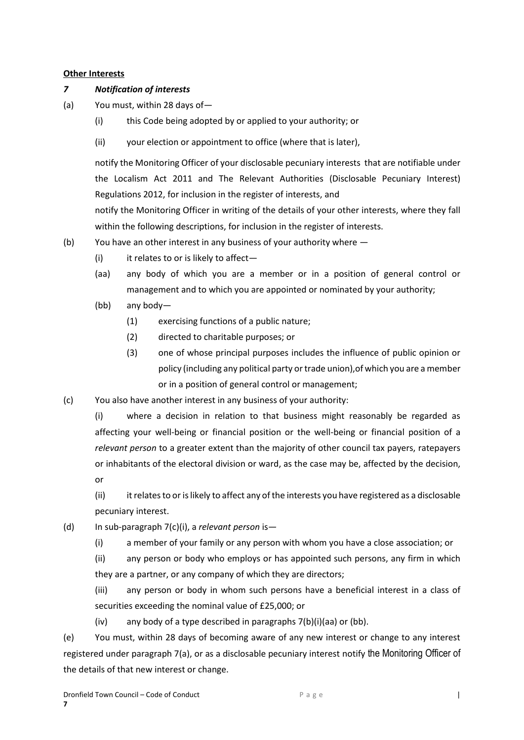**Other Interests**

***7 Notification of interests***

(a) You must, within 28 days of—

(i) this Code being adopted by or applied to your authority; or

(ii) your election or appointment to office (where that is later),

notify the Monitoring Officer of your disclosable pecuniary interests that are notifiable under the Localism Act 2011 and The Relevant Authorities (Disclosable Pecuniary Interest) Regulations 2012, for inclusion in the register of interests, and

notify the Monitoring Officer in writing of the details of your other interests, where they fall within the following descriptions, for inclusion in the register of interests.

(b) You have an other interest in any business of your authority where —

(i) it relates to or is likely to affect—

(aa) any body of which you are a member or in a position of general control or management and to which you are appointed or nominated by your authority;

(bb) any body—

(1) exercising functions of a public nature;

(2) directed to charitable purposes; or

(3) one of whose principal purposes includes the influence of public opinion or policy (including any political party or trade union),of which you are a member or in a position of general control or management;

(c) You also have another interest in any business of your authority:

(i) where a decision in relation to that business might reasonably be regarded as affecting your well-being or financial position or the well-being or financial position of a *relevant person* to a greater extent than the majority of other council tax payers, ratepayers or inhabitants of the electoral division or ward, as the case may be, affected by the decision, or

(ii) it relates to or is likely to affect any of the interests you have registered as a disclosable pecuniary interest.

(d) In sub-paragraph 7(c)(i), a *relevant person* is—

(i) a member of your family or any person with whom you have a close association; or

(ii) any person or body who employs or has appointed such persons, any firm in which they are a partner, or any company of which they are directors;

(iii) any person or body in whom such persons have a beneficial interest in a class of securities exceeding the nominal value of £25,000; or

(iv) any body of a type described in paragraphs 7(b)(i)(aa) or (bb).

(e) You must, within 28 days of becoming aware of any new interest or change to any interest registered under paragraph 7(a), or as a disclosable pecuniary interest notify the Monitoring Officer of the details of that new interest or change.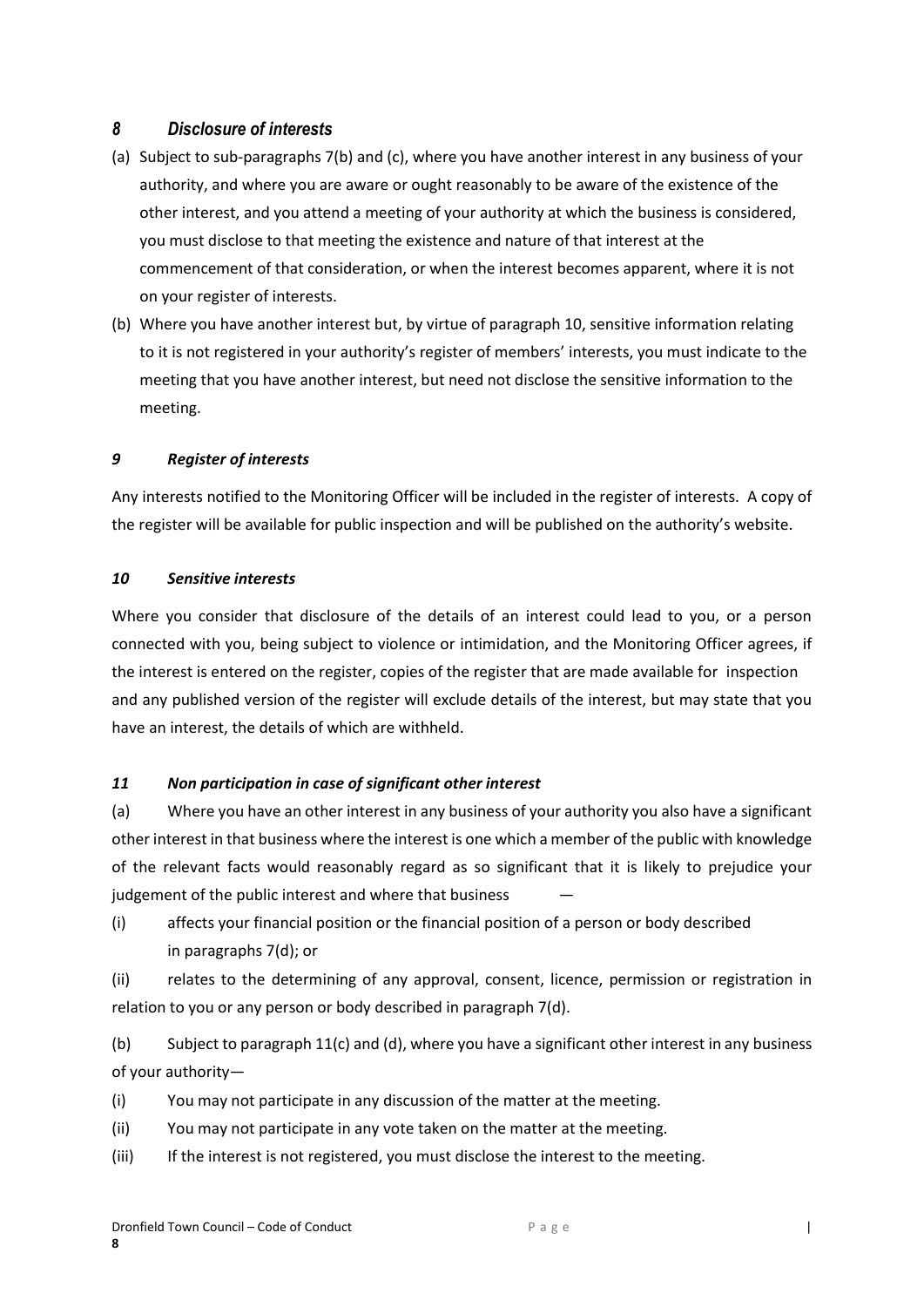### *8 Disclosure of interests*

(a) Subject to sub-paragraphs 7(b) and (c), where you have another interest in any business of your authority, and where you are aware or ought reasonably to be aware of the existence of the other interest, and you attend a meeting of your authority at which the business is considered, you must disclose to that meeting the existence and nature of that interest at the commencement of that consideration, or when the interest becomes apparent, where it is not on your register of interests.

(b) Where you have another interest but, by virtue of paragraph 10, sensitive information relating to it is not registered in your authority's register of members' interests, you must indicate to the meeting that you have another interest, but need not disclose the sensitive information to the meeting.

### *9 Register of interests*

Any interests notified to the Monitoring Officer will be included in the register of interests. A copy of the register will be available for public inspection and will be published on the authority's website.

### *10 Sensitive interests*

Where you consider that disclosure of the details of an interest could lead to you, or a person connected with you, being subject to violence or intimidation, and the Monitoring Officer agrees, if the interest is entered on the register, copies of the register that are made available for inspection and any published version of the register will exclude details of the interest, but may state that you have an interest, the details of which are withheld.

### *11 Non participation in case of significant other interest*

(a) Where you have an other interest in any business of your authority you also have a significant other interest in that business where the interest is one which a member of the public with knowledge of the relevant facts would reasonably regard as so significant that it is likely to prejudice your judgement of the public interest and where that business —

(i) affects your financial position or the financial position of a person or body described in paragraphs 7(d); or

(ii) relates to the determining of any approval, consent, licence, permission or registration in relation to you or any person or body described in paragraph 7(d).

(b) Subject to paragraph 11(c) and (d), where you have a significant other interest in any business of your authority—

(i) You may not participate in any discussion of the matter at the meeting.

(ii) You may not participate in any vote taken on the matter at the meeting.

(iii) If the interest is not registered, you must disclose the interest to the meeting.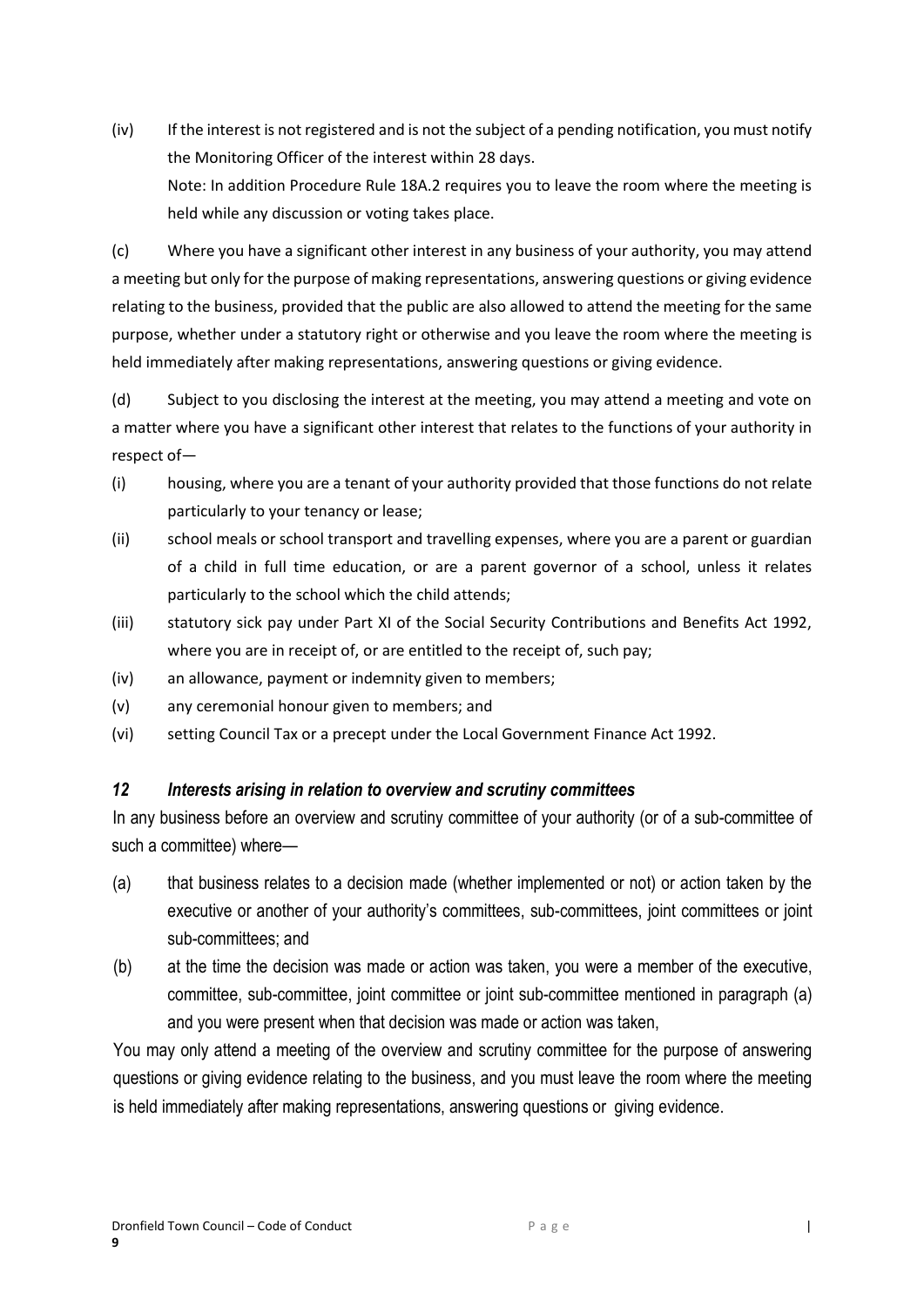(iv) If the interest is not registered and is not the subject of a pending notification, you must notify the Monitoring Officer of the interest within 28 days.

Note: In addition Procedure Rule 18A.2 requires you to leave the room where the meeting is held while any discussion or voting takes place.

(c) Where you have a significant other interest in any business of your authority, you may attend a meeting but only for the purpose of making representations, answering questions or giving evidence relating to the business, provided that the public are also allowed to attend the meeting for the same purpose, whether under a statutory right or otherwise and you leave the room where the meeting is held immediately after making representations, answering questions or giving evidence.

(d) Subject to you disclosing the interest at the meeting, you may attend a meeting and vote on a matter where you have a significant other interest that relates to the functions of your authority in respect of—

(i) housing, where you are a tenant of your authority provided that those functions do not relate particularly to your tenancy or lease;

(ii) school meals or school transport and travelling expenses, where you are a parent or guardian of a child in full time education, or are a parent governor of a school, unless it relates particularly to the school which the child attends;

(iii) statutory sick pay under Part XI of the Social Security Contributions and Benefits Act 1992, where you are in receipt of, or are entitled to the receipt of, such pay;

(iv) an allowance, payment or indemnity given to members;

(v) any ceremonial honour given to members; and

(vi) setting Council Tax or a precept under the Local Government Finance Act 1992.

### *12 Interests arising in relation to overview and scrutiny committees*

In any business before an overview and scrutiny committee of your authority (or of a sub-committee of such a committee) where—

(a) that business relates to a decision made (whether implemented or not) or action taken by the executive or another of your authority's committees, sub-committees, joint committees or joint sub-committees; and

(b) at the time the decision was made or action was taken, you were a member of the executive, committee, sub-committee, joint committee or joint sub-committee mentioned in paragraph (a) and you were present when that decision was made or action was taken,

You may only attend a meeting of the overview and scrutiny committee for the purpose of answering questions or giving evidence relating to the business, and you must leave the room where the meeting is held immediately after making representations, answering questions or giving evidence.